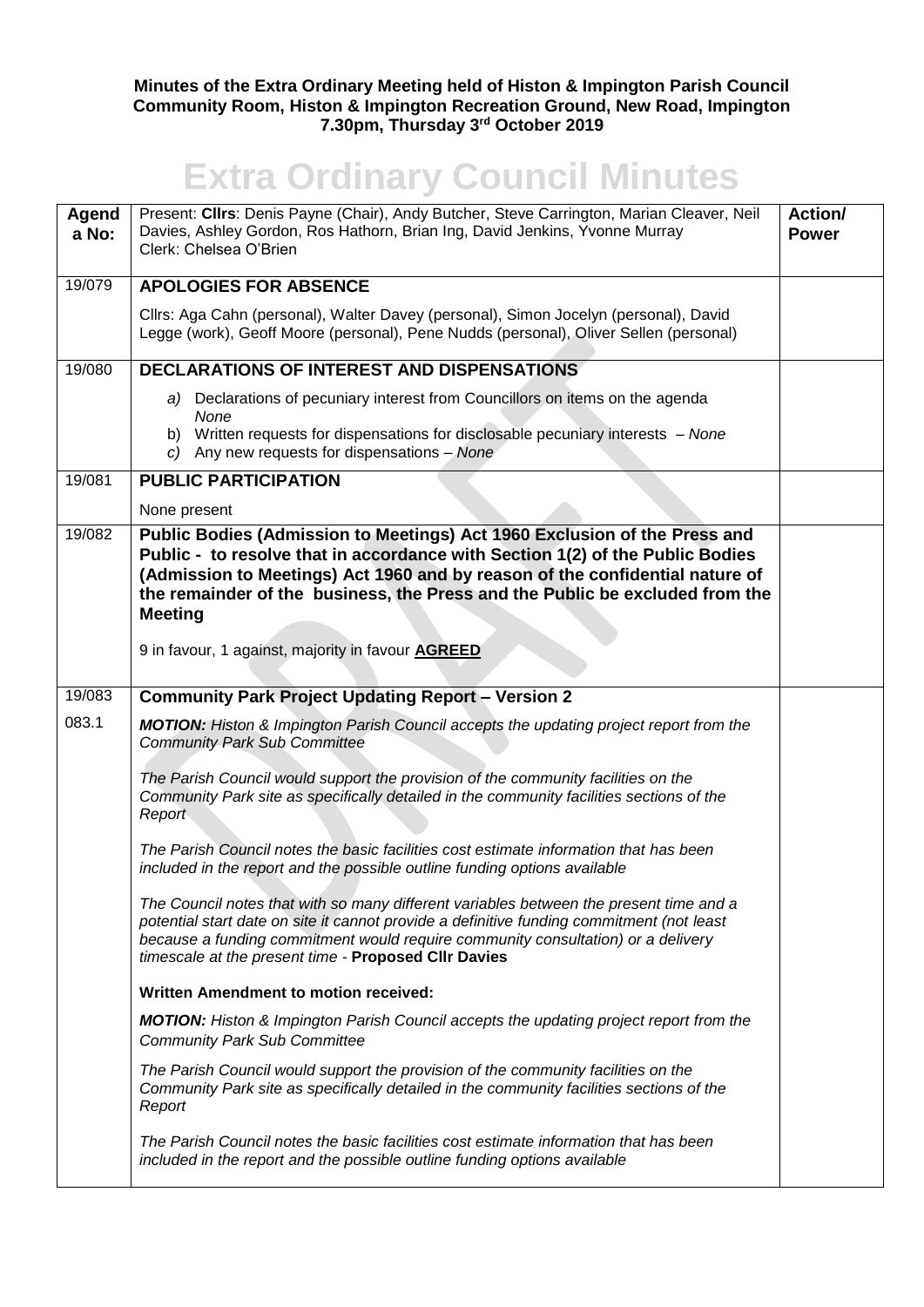**Minutes of the Extra Ordinary Meeting held of Histon & Impington Parish Council Community Room, Histon & Impington Recreation Ground, New Road, Impington 7.30pm, Thursday 3rd October 2019**

# Extra Ordinary Council Minutes

| Agenda No: | Present: **Cllrs**: Denis Payne (Chair), Andy Butcher, Steve Carrington, Marian Cleaver, Neil Davies, Ashley Gordon, Ros Hathorn, Brian Ing, David Jenkins, Yvonne Murray<br>Clerk: Chelsea O'Brien | Action/ Power |
|---|---|---|
| 19/079 | **APOLOGIES FOR ABSENCE**<br><br>Cllrs: Aga Cahn (personal), Walter Davey (personal), Simon Jocelyn (personal), David Legge (work), Geoff Moore (personal), Pene Nudds (personal), Oliver Sellen (personal) | |
| 19/080 | **DECLARATIONS OF INTEREST AND DISPENSATIONS**<br><br>a) Declarations of pecuniary interest from Councillors on items on the agenda *None*<br>b) Written requests for dispensations for disclosable pecuniary interests – *None*<br>c) Any new requests for dispensations – *None* | |
| 19/081 | **PUBLIC PARTICIPATION**<br><br>None present | |
| 19/082 | **Public Bodies (Admission to Meetings) Act 1960 Exclusion of the Press and Public - to resolve that in accordance with Section 1(2) of the Public Bodies (Admission to Meetings) Act 1960 and by reason of the confidential nature of the remainder of the business, the Press and the Public be excluded from the Meeting**<br><br>9 in favour, 1 against, majority in favour **AGREED** | |
| 19/083 | **Community Park Project Updating Report – Version 2** | |
| 083.1 | ***MOTION:*** *Histon & Impington Parish Council accepts the updating project report from the Community Park Sub Committee*<br><br>*The Parish Council would support the provision of the community facilities on the Community Park site as specifically detailed in the community facilities sections of the Report*<br><br>*The Parish Council notes the basic facilities cost estimate information that has been included in the report and the possible outline funding options available*<br><br>*The Council notes that with so many different variables between the present time and a potential start date on site it cannot provide a definitive funding commitment (not least because a funding commitment would require community consultation) or a delivery timescale at the present time* - **Proposed Cllr Davies**<br><br>**Written Amendment to motion received:**<br><br>***MOTION:*** *Histon & Impington Parish Council accepts the updating project report from the Community Park Sub Committee*<br><br>*The Parish Council would support the provision of the community facilities on the Community Park site as specifically detailed in the community facilities sections of the Report*<br><br>*The Parish Council notes the basic facilities cost estimate information that has been included in the report and the possible outline funding options available* | |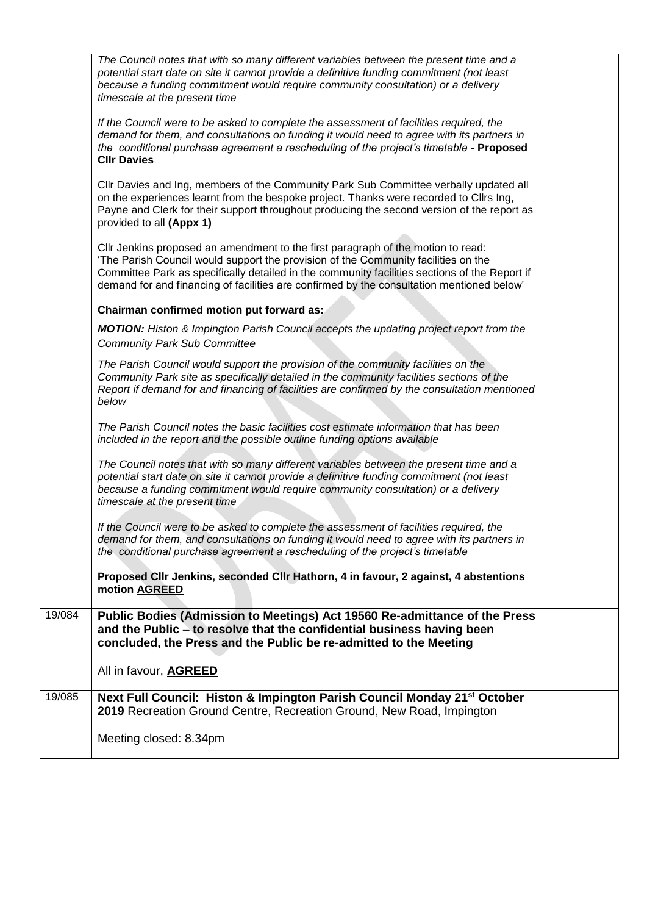| | | |
|---|---|---|
| | *The Council notes that with so many different variables between the present time and a potential start date on site it cannot provide a definitive funding commitment (not least because a funding commitment would require community consultation) or a delivery timescale at the present time*<br><br>*If the Council were to be asked to complete the assessment of facilities required, the demand for them, and consultations on funding it would need to agree with its partners in the conditional purchase agreement a rescheduling of the project's timetable* - **Proposed Cllr Davies**<br><br>Cllr Davies and Ing, members of the Community Park Sub Committee verbally updated all on the experiences learnt from the bespoke project. Thanks were recorded to Cllrs Ing, Payne and Clerk for their support throughout producing the second version of the report as provided to all **(Appx 1)**<br><br>Cllr Jenkins proposed an amendment to the first paragraph of the motion to read: 'The Parish Council would support the provision of the Community facilities on the Committee Park as specifically detailed in the community facilities sections of the Report if demand for and financing of facilities are confirmed by the consultation mentioned below'<br><br>**Chairman confirmed motion put forward as:**<br><br>***MOTION:*** *Histon & Impington Parish Council accepts the updating project report from the Community Park Sub Committee*<br><br>*The Parish Council would support the provision of the community facilities on the Community Park site as specifically detailed in the community facilities sections of the Report if demand for and financing of facilities are confirmed by the consultation mentioned below*<br><br>*The Parish Council notes the basic facilities cost estimate information that has been included in the report and the possible outline funding options available*<br><br>*The Council notes that with so many different variables between the present time and a potential start date on site it cannot provide a definitive funding commitment (not least because a funding commitment would require community consultation) or a delivery timescale at the present time*<br><br>*If the Council were to be asked to complete the assessment of facilities required, the demand for them, and consultations on funding it would need to agree with its partners in the conditional purchase agreement a rescheduling of the project's timetable*<br><br>**Proposed Cllr Jenkins, seconded Cllr Hathorn, 4 in favour, 2 against, 4 abstentions motion <u>AGREED</u>** | |
| 19/084 | **Public Bodies (Admission to Meetings) Act 19560 Re-admittance of the Press and the Public – to resolve that the confidential business having been concluded, the Press and the Public be re-admitted to the Meeting**<br><br>All in favour, **<u>AGREED</u>** | |
| 19/085 | **Next Full Council: Histon & Impington Parish Council Monday 21st October 2019** Recreation Ground Centre, Recreation Ground, New Road, Impington<br><br>Meeting closed: 8.34pm | |